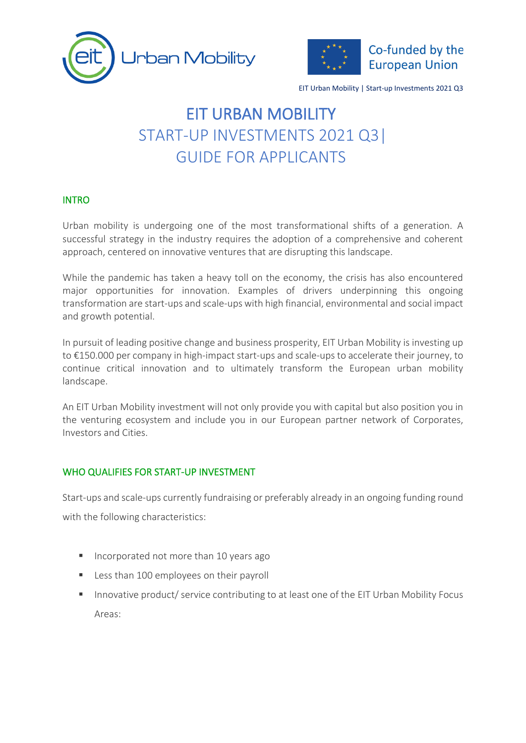# EIT URBAN MOBILITY

# START-UP INVESTMENTS 2021 Q3 | GUIDE FOR APPLICANTS

## INTRO

Urban mobility is undergoing one of the most transformational shifts of a generation. A successful strategy in the industry requires the adoption of a comprehensive and coherent approach, centered on innovative ventures that are disrupting this landscape.

While the pandemic has taken a heavy toll on the economy, the crisis has also encountered major opportunities for innovation. Examples of drivers underpinning this ongoing transformation are start-ups and scale-ups with high financial, environmental and social impact and growth potential.

In pursuit of leading positive change and business prosperity, EIT Urban Mobility is investing up to €150.000 per company in high-impact start-ups and scale-ups to accelerate their journey, to continue critical innovation and to ultimately transform the European urban mobility landscape.

An EIT Urban Mobility investment will not only provide you with capital but also position you in the venturing ecosystem and include you in our European partner network of Corporates, Investors and Cities.

## WHO QUALIFIES FOR START-UP INVESTMENT

Start-ups and scale-ups currently fundraising or preferably already in an ongoing funding round with the following characteristics:

- Incorporated not more than 10 years ago
- Less than 100 employees on their payroll
- Innovative product/ service contributing to at least one of the EIT Urban Mobility Focus Areas: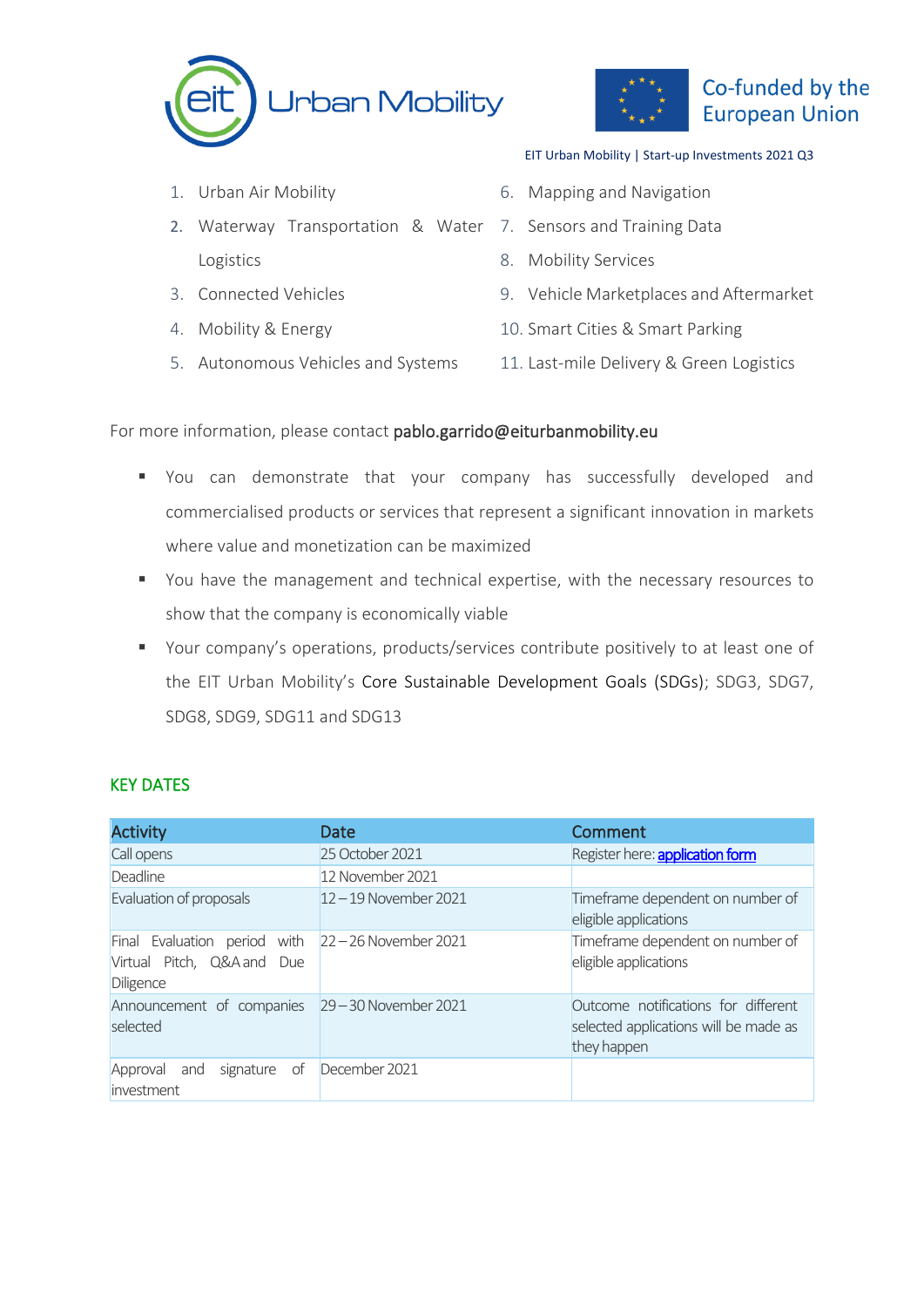1. Urban Air Mobility
2. Waterway Transportation & Water Logistics
3. Connected Vehicles
4. Mobility & Energy
5. Autonomous Vehicles and Systems
6. Mapping and Navigation
7. Sensors and Training Data
8. Mobility Services
9. Vehicle Marketplaces and Aftermarket
10. Smart Cities & Smart Parking
11. Last-mile Delivery & Green Logistics

For more information, please contact pablo.garrido@eiturbanmobility.eu

- You can demonstrate that your company has successfully developed and commercialised products or services that represent a significant innovation in markets where value and monetization can be maximized
- You have the management and technical expertise, with the necessary resources to show that the company is economically viable
- Your company's operations, products/services contribute positively to at least one of the EIT Urban Mobility's Core Sustainable Development Goals (SDGs); SDG3, SDG7, SDG8, SDG9, SDG11 and SDG13

## KEY DATES

| Activity | Date | Comment |
|---|---|---|
| Call opens | 25 October 2021 | Register here: application form |
| Deadline | 12 November 2021 | |
| Evaluation of proposals | 12 – 19 November 2021 | Timeframe dependent on number of eligible applications |
| Final Evaluation period with Virtual Pitch, Q&A and Due Diligence | 22 – 26 November 2021 | Timeframe dependent on number of eligible applications |
| Announcement of companies selected | 29 – 30 November 2021 | Outcome notifications for different selected applications will be made as they happen |
| Approval and signature of investment | December 2021 | |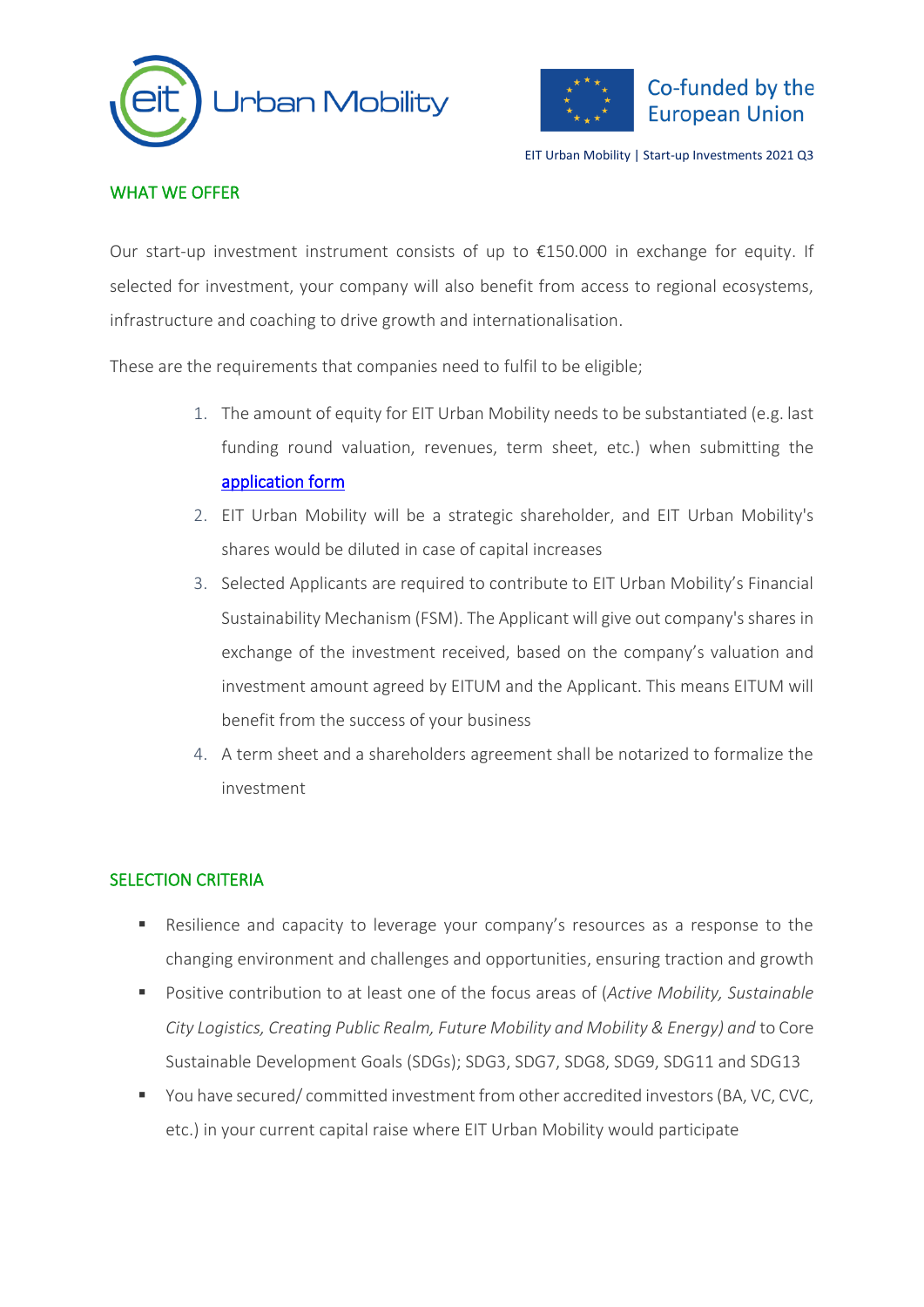## WHAT WE OFFER

Our start-up investment instrument consists of up to €150.000 in exchange for equity. If selected for investment, your company will also benefit from access to regional ecosystems, infrastructure and coaching to drive growth and internationalisation.

These are the requirements that companies need to fulfil to be eligible;

1. The amount of equity for EIT Urban Mobility needs to be substantiated (e.g. last funding round valuation, revenues, term sheet, etc.) when submitting the [application form]
2. EIT Urban Mobility will be a strategic shareholder, and EIT Urban Mobility's shares would be diluted in case of capital increases
3. Selected Applicants are required to contribute to EIT Urban Mobility's Financial Sustainability Mechanism (FSM). The Applicant will give out company's shares in exchange of the investment received, based on the company's valuation and investment amount agreed by EITUM and the Applicant. This means EITUM will benefit from the success of your business
4. A term sheet and a shareholders agreement shall be notarized to formalize the investment

## SELECTION CRITERIA

- Resilience and capacity to leverage your company's resources as a response to the changing environment and challenges and opportunities, ensuring traction and growth
- Positive contribution to at least one of the focus areas of (*Active Mobility, Sustainable City Logistics, Creating Public Realm, Future Mobility and Mobility & Energy) and* to Core Sustainable Development Goals (SDGs); SDG3, SDG7, SDG8, SDG9, SDG11 and SDG13
- You have secured/ committed investment from other accredited investors (BA, VC, CVC, etc.) in your current capital raise where EIT Urban Mobility would participate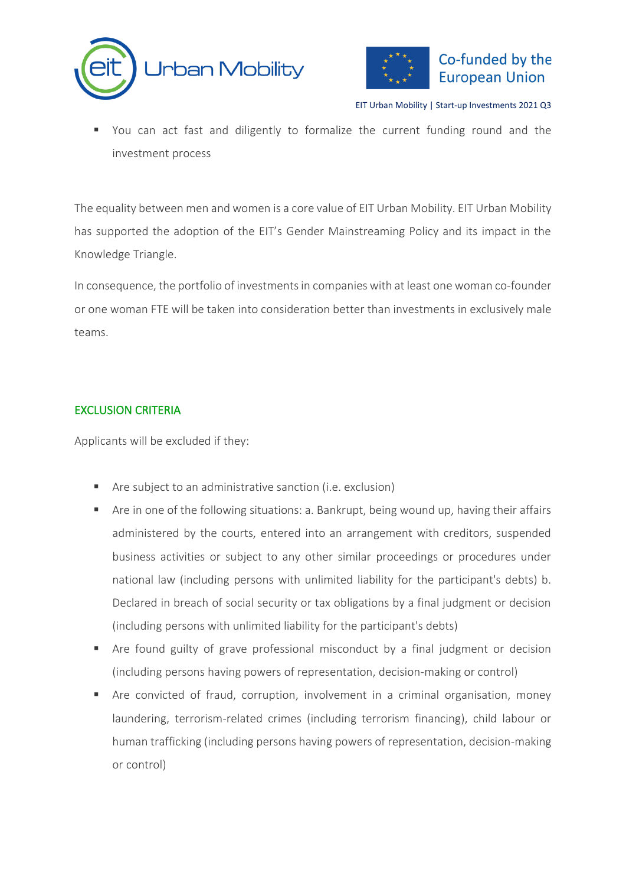- You can act fast and diligently to formalize the current funding round and the investment process

The equality between men and women is a core value of EIT Urban Mobility. EIT Urban Mobility has supported the adoption of the EIT's Gender Mainstreaming Policy and its impact in the Knowledge Triangle.

In consequence, the portfolio of investments in companies with at least one woman co-founder or one woman FTE will be taken into consideration better than investments in exclusively male teams.

## EXCLUSION CRITERIA

Applicants will be excluded if they:

- Are subject to an administrative sanction (i.e. exclusion)
- Are in one of the following situations: a. Bankrupt, being wound up, having their affairs administered by the courts, entered into an arrangement with creditors, suspended business activities or subject to any other similar proceedings or procedures under national law (including persons with unlimited liability for the participant's debts) b. Declared in breach of social security or tax obligations by a final judgment or decision (including persons with unlimited liability for the participant's debts)
- Are found guilty of grave professional misconduct by a final judgment or decision (including persons having powers of representation, decision-making or control)
- Are convicted of fraud, corruption, involvement in a criminal organisation, money laundering, terrorism-related crimes (including terrorism financing), child labour or human trafficking (including persons having powers of representation, decision-making or control)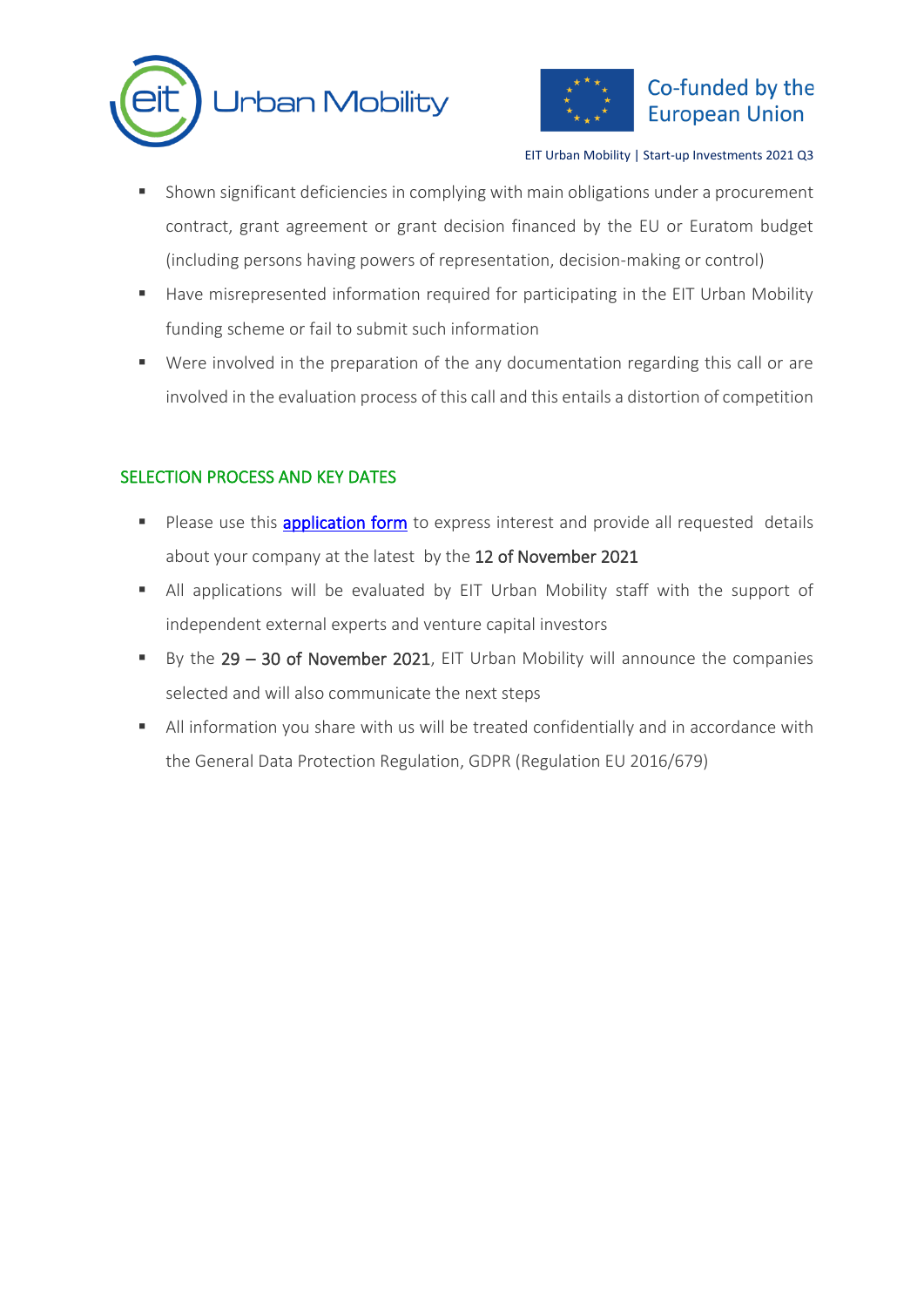- Shown significant deficiencies in complying with main obligations under a procurement contract, grant agreement or grant decision financed by the EU or Euratom budget (including persons having powers of representation, decision-making or control)
- Have misrepresented information required for participating in the EIT Urban Mobility funding scheme or fail to submit such information
- Were involved in the preparation of the any documentation regarding this call or are involved in the evaluation process of this call and this entails a distortion of competition

## SELECTION PROCESS AND KEY DATES

- Please use this application form to express interest and provide all requested details about your company at the latest by the 12 of November 2021
- All applications will be evaluated by EIT Urban Mobility staff with the support of independent external experts and venture capital investors
- By the 29 – 30 of November 2021, EIT Urban Mobility will announce the companies selected and will also communicate the next steps
- All information you share with us will be treated confidentially and in accordance with the General Data Protection Regulation, GDPR (Regulation EU 2016/679)